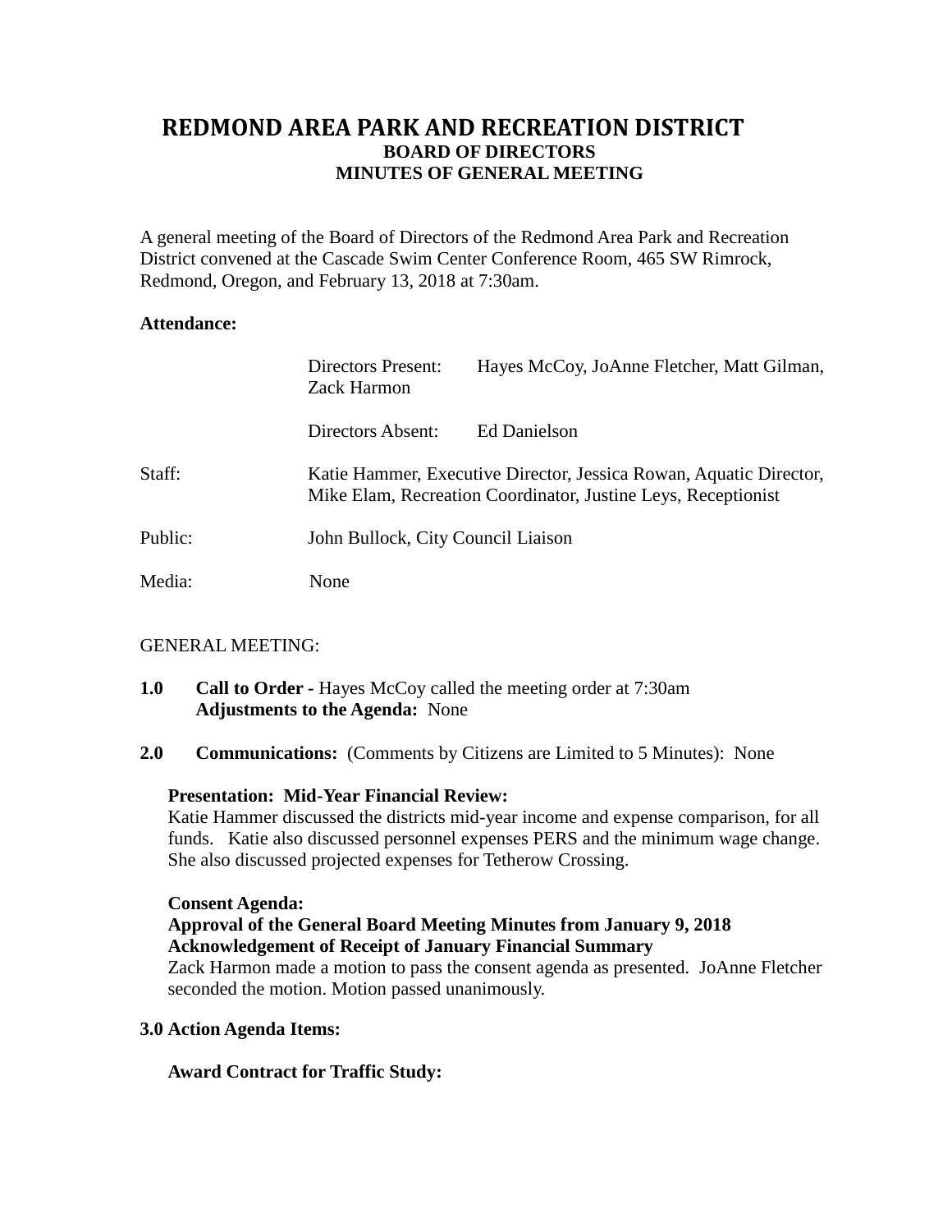# REDMOND AREA PARK AND RECREATION DISTRICT

## BOARD OF DIRECTORS
## MINUTES OF GENERAL MEETING

A general meeting of the Board of Directors of the Redmond Area Park and Recreation District convened at the Cascade Swim Center Conference Room, 465 SW Rimrock, Redmond, Oregon, and February 13, 2018 at 7:30am.

**Attendance:**

| | | |
|---|---|---|
| | Directors Present: | Hayes McCoy, JoAnne Fletcher, Matt Gilman, Zack Harmon |
| | Directors Absent: | Ed Danielson |
| Staff: | Katie Hammer, Executive Director, Jessica Rowan, Aquatic Director, Mike Elam, Recreation Coordinator, Justine Leys, Receptionist | |
| Public: | John Bullock, City Council Liaison | |
| Media: | None | |

GENERAL MEETING:

**1.0 Call to Order -** Hayes McCoy called the meeting order at 7:30am
**Adjustments to the Agenda:** None

**2.0 Communications:** (Comments by Citizens are Limited to 5 Minutes): None

**Presentation: Mid-Year Financial Review:**
Katie Hammer discussed the districts mid-year income and expense comparison, for all funds. Katie also discussed personnel expenses PERS and the minimum wage change. She also discussed projected expenses for Tetherow Crossing.

**Consent Agenda:**
**Approval of the General Board Meeting Minutes from January 9, 2018**
**Acknowledgement of Receipt of January Financial Summary**
Zack Harmon made a motion to pass the consent agenda as presented. JoAnne Fletcher seconded the motion. Motion passed unanimously.

**3.0 Action Agenda Items:**

**Award Contract for Traffic Study:**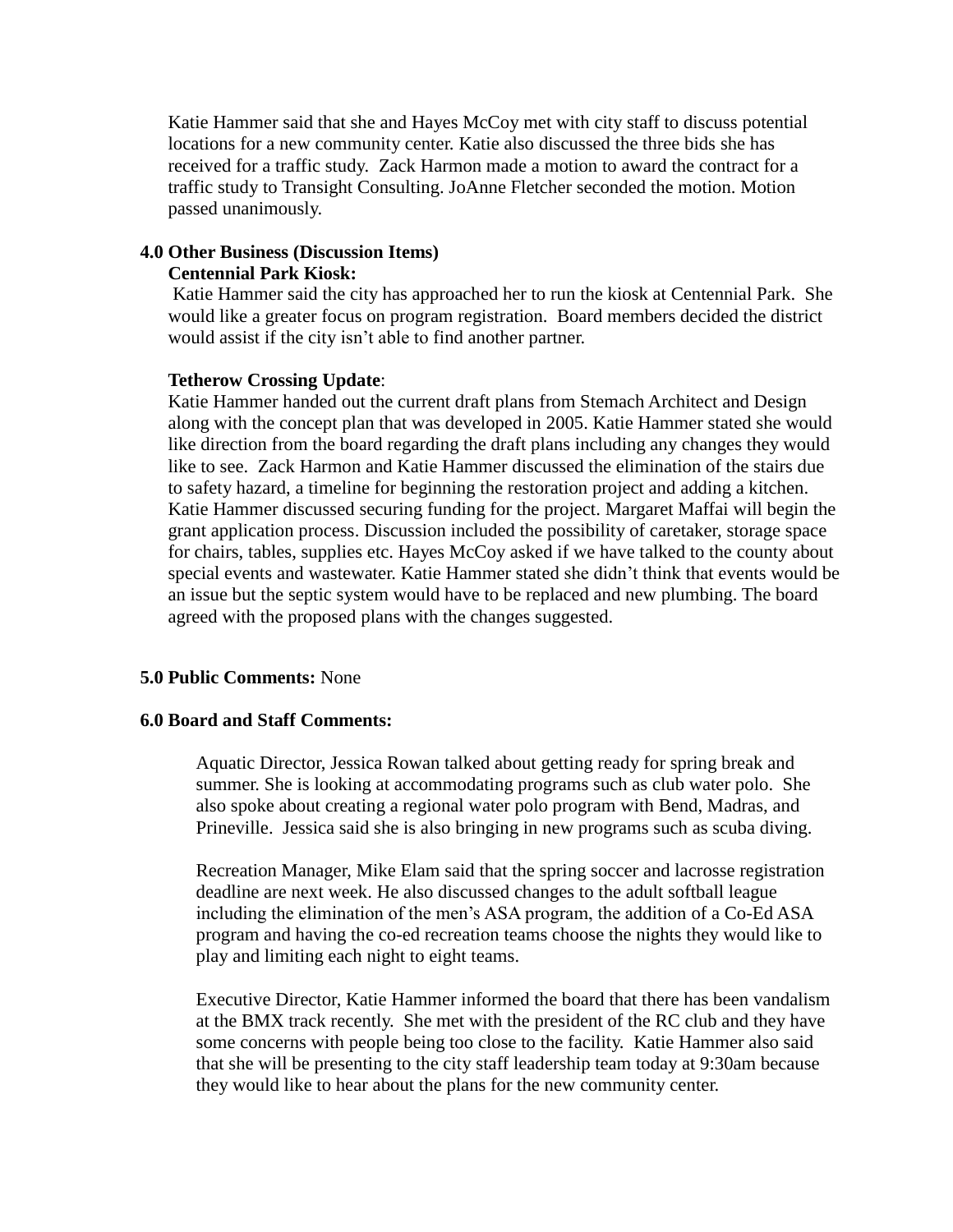Katie Hammer said that she and Hayes McCoy met with city staff to discuss potential locations for a new community center. Katie also discussed the three bids she has received for a traffic study. Zack Harmon made a motion to award the contract for a traffic study to Transight Consulting. JoAnne Fletcher seconded the motion. Motion passed unanimously.

**4.0 Other Business (Discussion Items)**

**Centennial Park Kiosk:**

Katie Hammer said the city has approached her to run the kiosk at Centennial Park. She would like a greater focus on program registration. Board members decided the district would assist if the city isn't able to find another partner.

**Tetherow Crossing Update**:

Katie Hammer handed out the current draft plans from Stemach Architect and Design along with the concept plan that was developed in 2005. Katie Hammer stated she would like direction from the board regarding the draft plans including any changes they would like to see. Zack Harmon and Katie Hammer discussed the elimination of the stairs due to safety hazard, a timeline for beginning the restoration project and adding a kitchen. Katie Hammer discussed securing funding for the project. Margaret Maffai will begin the grant application process. Discussion included the possibility of caretaker, storage space for chairs, tables, supplies etc. Hayes McCoy asked if we have talked to the county about special events and wastewater. Katie Hammer stated she didn't think that events would be an issue but the septic system would have to be replaced and new plumbing. The board agreed with the proposed plans with the changes suggested.

**5.0 Public Comments:** None

**6.0 Board and Staff Comments:**

Aquatic Director, Jessica Rowan talked about getting ready for spring break and summer. She is looking at accommodating programs such as club water polo. She also spoke about creating a regional water polo program with Bend, Madras, and Prineville. Jessica said she is also bringing in new programs such as scuba diving.

Recreation Manager, Mike Elam said that the spring soccer and lacrosse registration deadline are next week. He also discussed changes to the adult softball league including the elimination of the men's ASA program, the addition of a Co-Ed ASA program and having the co-ed recreation teams choose the nights they would like to play and limiting each night to eight teams.

Executive Director, Katie Hammer informed the board that there has been vandalism at the BMX track recently. She met with the president of the RC club and they have some concerns with people being too close to the facility. Katie Hammer also said that she will be presenting to the city staff leadership team today at 9:30am because they would like to hear about the plans for the new community center.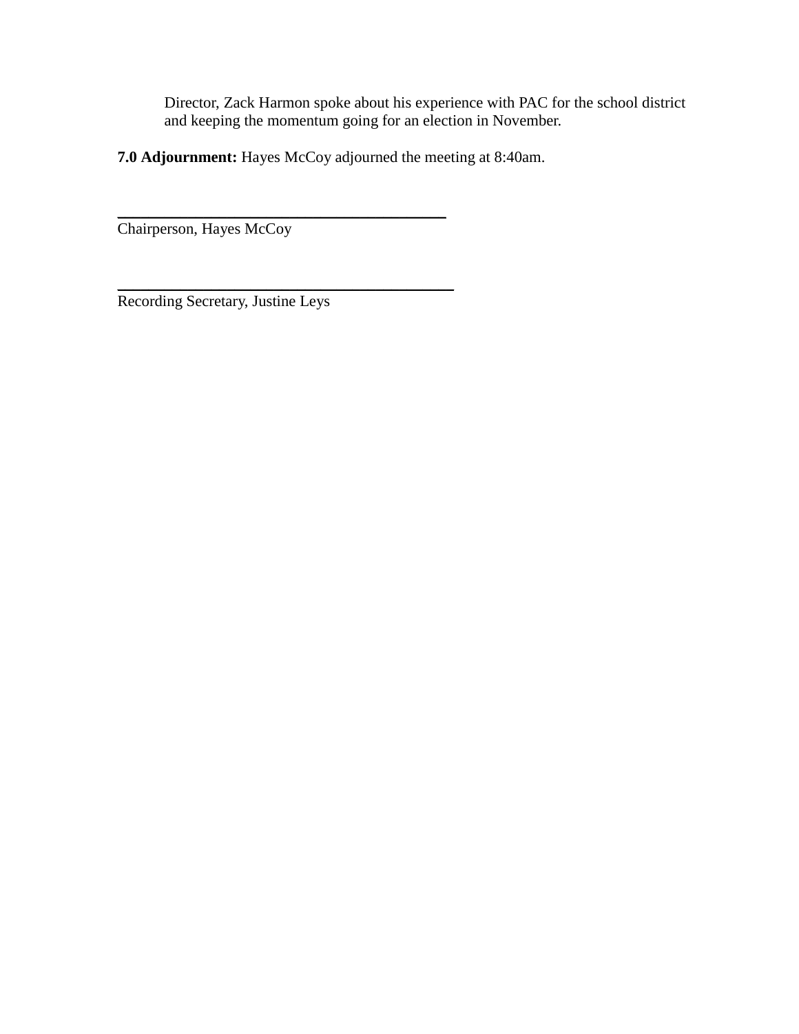Director, Zack Harmon spoke about his experience with PAC for the school district and keeping the momentum going for an election in November.

**7.0 Adjournment:** Hayes McCoy adjourned the meeting at 8:40am.

\_\_\_\_\_\_\_\_\_\_\_\_\_\_\_\_\_\_\_\_\_\_\_\_\_\_\_\_\_\_\_\_\_\_\_\_\_\_\_\_\_\_

Chairperson, Hayes McCoy

\_\_\_\_\_\_\_\_\_\_\_\_\_\_\_\_\_\_\_\_\_\_\_\_\_\_\_\_\_\_\_\_\_\_\_\_\_\_\_\_\_\_

Recording Secretary, Justine Leys